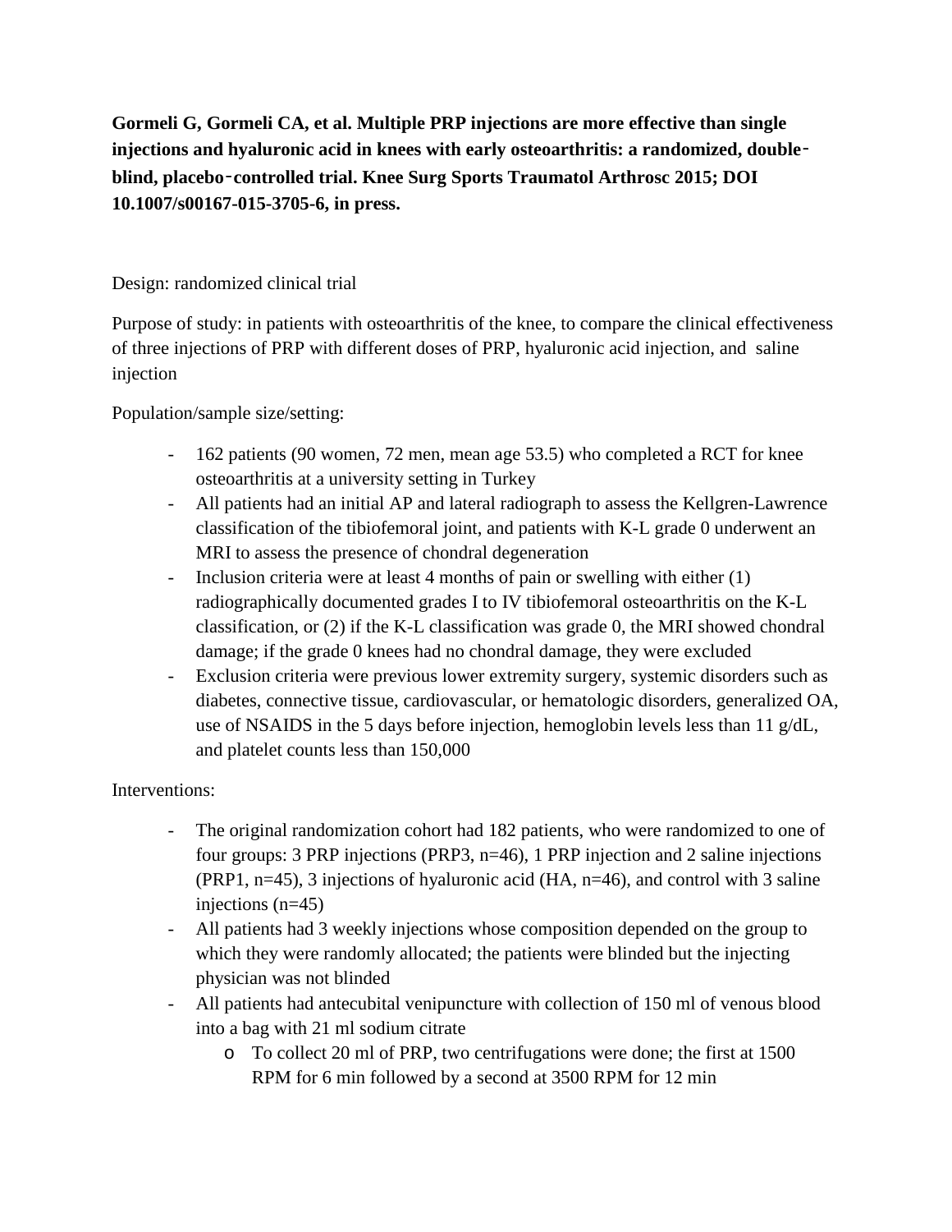**Gormeli G, Gormeli CA, et al. Multiple PRP injections are more effective than single injections and hyaluronic acid in knees with early osteoarthritis: a randomized, double-blind, placebo-controlled trial. Knee Surg Sports Traumatol Arthrosc 2015; DOI 10.1007/s00167-015-3705-6, in press.**

Design: randomized clinical trial

Purpose of study: in patients with osteoarthritis of the knee, to compare the clinical effectiveness of three injections of PRP with different doses of PRP, hyaluronic acid injection, and saline injection

Population/sample size/setting:

- 162 patients (90 women, 72 men, mean age 53.5) who completed a RCT for knee osteoarthritis at a university setting in Turkey
- All patients had an initial AP and lateral radiograph to assess the Kellgren-Lawrence classification of the tibiofemoral joint, and patients with K-L grade 0 underwent an MRI to assess the presence of chondral degeneration
- Inclusion criteria were at least 4 months of pain or swelling with either (1) radiographically documented grades I to IV tibiofemoral osteoarthritis on the K-L classification, or (2) if the K-L classification was grade 0, the MRI showed chondral damage; if the grade 0 knees had no chondral damage, they were excluded
- Exclusion criteria were previous lower extremity surgery, systemic disorders such as diabetes, connective tissue, cardiovascular, or hematologic disorders, generalized OA, use of NSAIDS in the 5 days before injection, hemoglobin levels less than 11 g/dL, and platelet counts less than 150,000

Interventions:

- The original randomization cohort had 182 patients, who were randomized to one of four groups: 3 PRP injections (PRP3, n=46), 1 PRP injection and 2 saline injections (PRP1, n=45), 3 injections of hyaluronic acid (HA, n=46), and control with 3 saline injections (n=45)
- All patients had 3 weekly injections whose composition depended on the group to which they were randomly allocated; the patients were blinded but the injecting physician was not blinded
- All patients had antecubital venipuncture with collection of 150 ml of venous blood into a bag with 21 ml sodium citrate
  - To collect 20 ml of PRP, two centrifugations were done; the first at 1500 RPM for 6 min followed by a second at 3500 RPM for 12 min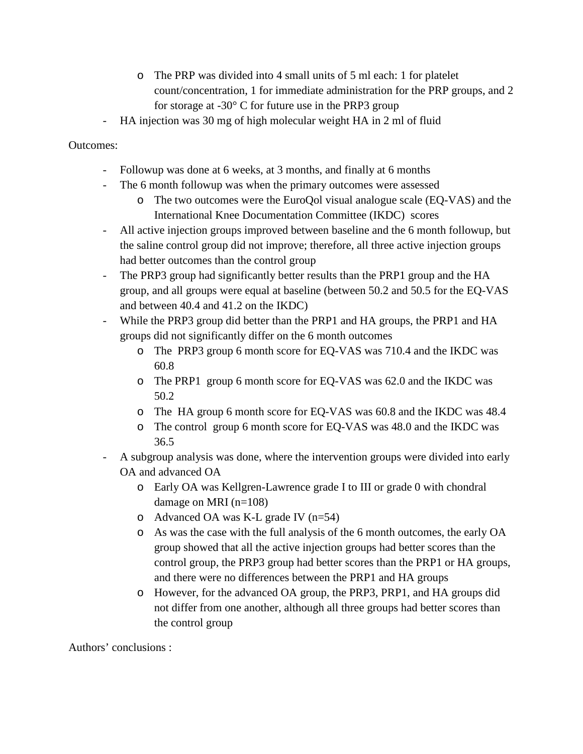- The PRP was divided into 4 small units of 5 ml each: 1 for platelet count/concentration, 1 for immediate administration for the PRP groups, and 2 for storage at -30° C for future use in the PRP3 group
- HA injection was 30 mg of high molecular weight HA in 2 ml of fluid

Outcomes:

- Followup was done at 6 weeks, at 3 months, and finally at 6 months
- The 6 month followup was when the primary outcomes were assessed
    - The two outcomes were the EuroQol visual analogue scale (EQ-VAS) and the International Knee Documentation Committee (IKDC) scores
- All active injection groups improved between baseline and the 6 month followup, but the saline control group did not improve; therefore, all three active injection groups had better outcomes than the control group
- The PRP3 group had significantly better results than the PRP1 group and the HA group, and all groups were equal at baseline (between 50.2 and 50.5 for the EQ-VAS and between 40.4 and 41.2 on the IKDC)
- While the PRP3 group did better than the PRP1 and HA groups, the PRP1 and HA groups did not significantly differ on the 6 month outcomes
    - The PRP3 group 6 month score for EQ-VAS was 710.4 and the IKDC was 60.8
    - The PRP1 group 6 month score for EQ-VAS was 62.0 and the IKDC was 50.2
    - The HA group 6 month score for EQ-VAS was 60.8 and the IKDC was 48.4
    - The control group 6 month score for EQ-VAS was 48.0 and the IKDC was 36.5
- A subgroup analysis was done, where the intervention groups were divided into early OA and advanced OA
    - Early OA was Kellgren-Lawrence grade I to III or grade 0 with chondral damage on MRI (n=108)
    - Advanced OA was K-L grade IV (n=54)
    - As was the case with the full analysis of the 6 month outcomes, the early OA group showed that all the active injection groups had better scores than the control group, the PRP3 group had better scores than the PRP1 or HA groups, and there were no differences between the PRP1 and HA groups
    - However, for the advanced OA group, the PRP3, PRP1, and HA groups did not differ from one another, although all three groups had better scores than the control group

Authors' conclusions :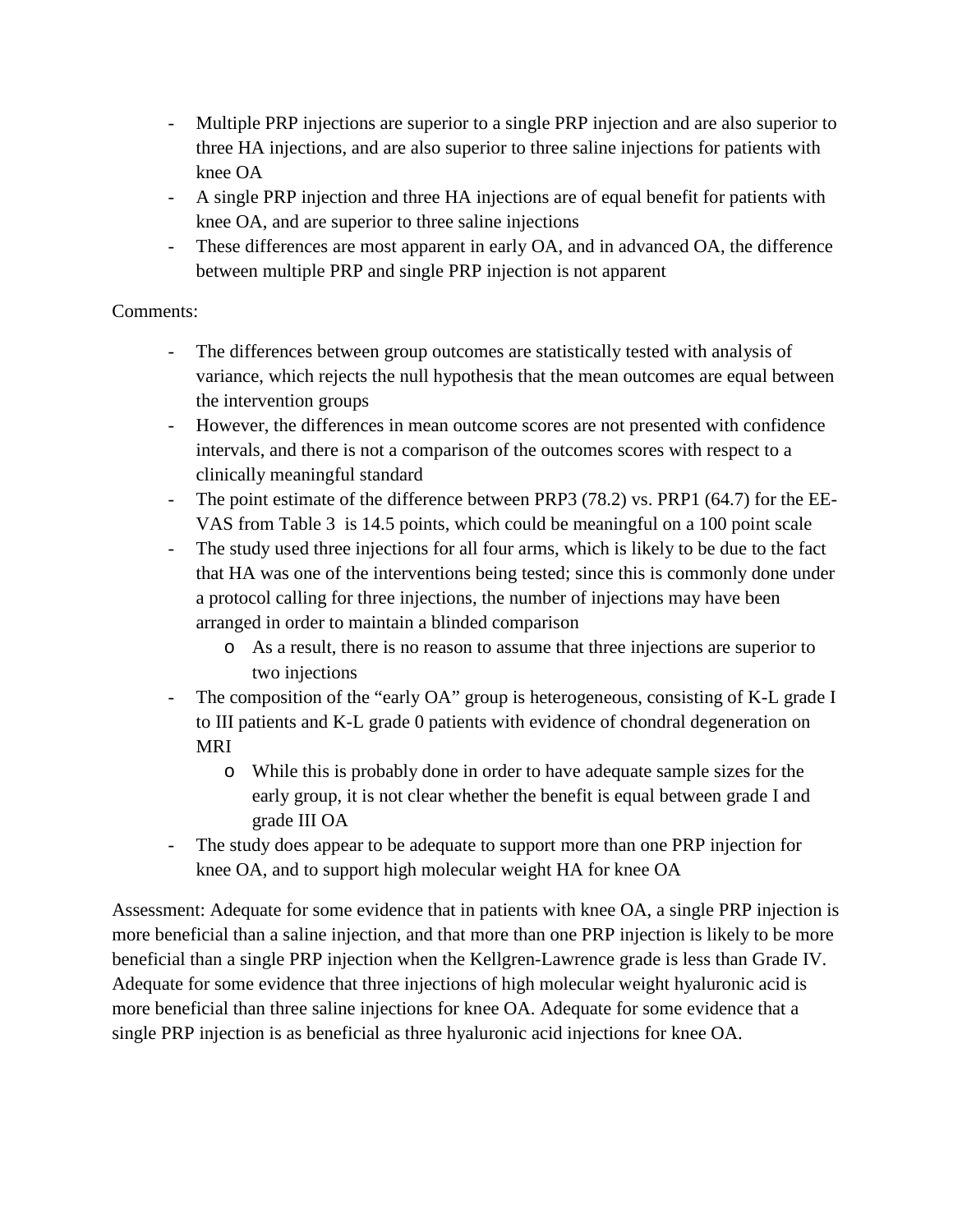- Multiple PRP injections are superior to a single PRP injection and are also superior to three HA injections, and are also superior to three saline injections for patients with knee OA
- A single PRP injection and three HA injections are of equal benefit for patients with knee OA, and are superior to three saline injections
- These differences are most apparent in early OA, and in advanced OA, the difference between multiple PRP and single PRP injection is not apparent

Comments:

- The differences between group outcomes are statistically tested with analysis of variance, which rejects the null hypothesis that the mean outcomes are equal between the intervention groups
- However, the differences in mean outcome scores are not presented with confidence intervals, and there is not a comparison of the outcomes scores with respect to a clinically meaningful standard
- The point estimate of the difference between PRP3 (78.2) vs. PRP1 (64.7) for the EE-VAS from Table 3 is 14.5 points, which could be meaningful on a 100 point scale
- The study used three injections for all four arms, which is likely to be due to the fact that HA was one of the interventions being tested; since this is commonly done under a protocol calling for three injections, the number of injections may have been arranged in order to maintain a blinded comparison
  - As a result, there is no reason to assume that three injections are superior to two injections
- The composition of the "early OA" group is heterogeneous, consisting of K-L grade I to III patients and K-L grade 0 patients with evidence of chondral degeneration on MRI
  - While this is probably done in order to have adequate sample sizes for the early group, it is not clear whether the benefit is equal between grade I and grade III OA
- The study does appear to be adequate to support more than one PRP injection for knee OA, and to support high molecular weight HA for knee OA

Assessment: Adequate for some evidence that in patients with knee OA, a single PRP injection is more beneficial than a saline injection, and that more than one PRP injection is likely to be more beneficial than a single PRP injection when the Kellgren-Lawrence grade is less than Grade IV. Adequate for some evidence that three injections of high molecular weight hyaluronic acid is more beneficial than three saline injections for knee OA. Adequate for some evidence that a single PRP injection is as beneficial as three hyaluronic acid injections for knee OA.